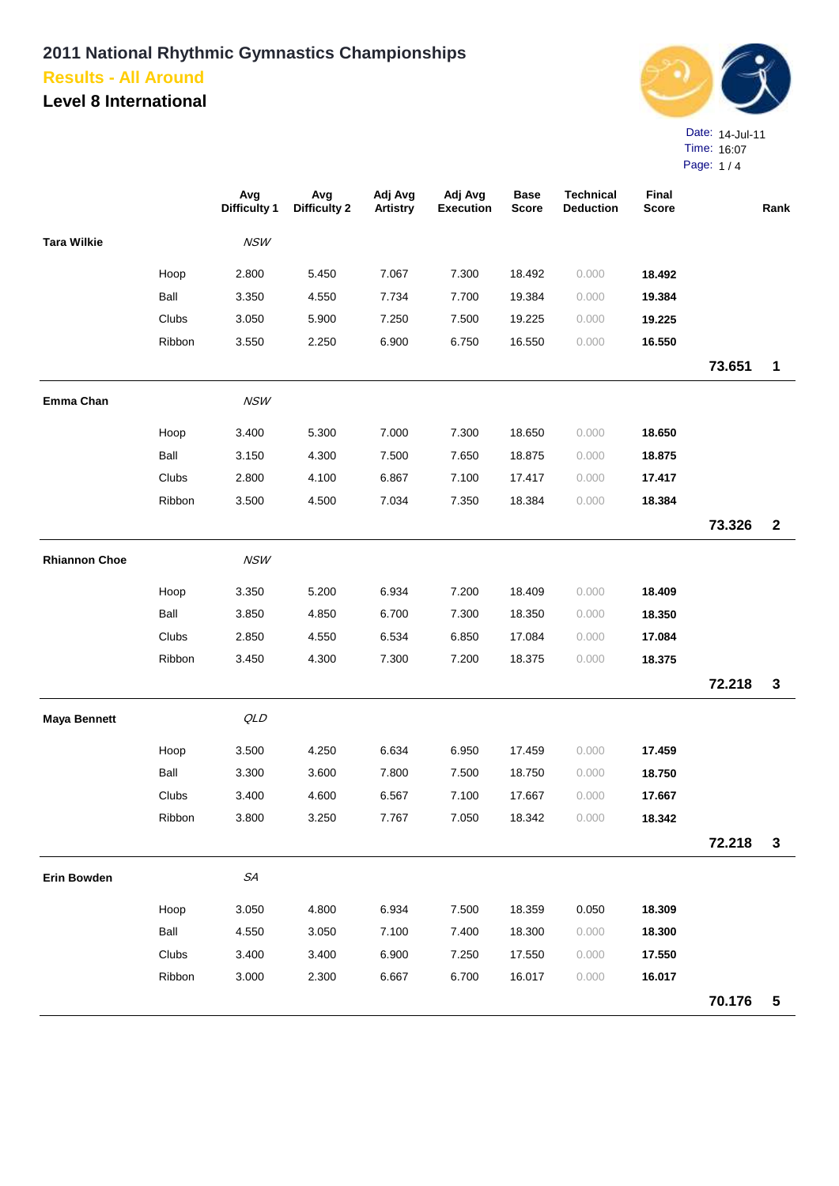# 2011 National Rhythmic Gymnastics Championships

## Results - All Around

## Level 8 International

Date: 14-Jul-11
Time: 16:07

| | | Avg Difficulty 1 | Avg Difficulty 2 | Adj Avg Artistry | Adj Avg Execution | Base Score | Technical Deduction | Final Score | | Rank |
|---|---|---|---|---|---|---|---|---|---|---|
| **Tara Wilkie** | | *NSW* | | | | | | | | |
| | Hoop | 2.800 | 5.450 | 7.067 | 7.300 | 18.492 | 0.000 | **18.492** | | |
| | Ball | 3.350 | 4.550 | 7.734 | 7.700 | 19.384 | 0.000 | **19.384** | | |
| | Clubs | 3.050 | 5.900 | 7.250 | 7.500 | 19.225 | 0.000 | **19.225** | | |
| | Ribbon | 3.550 | 2.250 | 6.900 | 6.750 | 16.550 | 0.000 | **16.550** | | |
| | | | | | | | | | **73.651** | **1** |
| **Emma Chan** | | *NSW* | | | | | | | | |
| | Hoop | 3.400 | 5.300 | 7.000 | 7.300 | 18.650 | 0.000 | **18.650** | | |
| | Ball | 3.150 | 4.300 | 7.500 | 7.650 | 18.875 | 0.000 | **18.875** | | |
| | Clubs | 2.800 | 4.100 | 6.867 | 7.100 | 17.417 | 0.000 | **17.417** | | |
| | Ribbon | 3.500 | 4.500 | 7.034 | 7.350 | 18.384 | 0.000 | **18.384** | | |
| | | | | | | | | | **73.326** | **2** |
| **Rhiannon Choe** | | *NSW* | | | | | | | | |
| | Hoop | 3.350 | 5.200 | 6.934 | 7.200 | 18.409 | 0.000 | **18.409** | | |
| | Ball | 3.850 | 4.850 | 6.700 | 7.300 | 18.350 | 0.000 | **18.350** | | |
| | Clubs | 2.850 | 4.550 | 6.534 | 6.850 | 17.084 | 0.000 | **17.084** | | |
| | Ribbon | 3.450 | 4.300 | 7.300 | 7.200 | 18.375 | 0.000 | **18.375** | | |
| | | | | | | | | | **72.218** | **3** |
| **Maya Bennett** | | *QLD* | | | | | | | | |
| | Hoop | 3.500 | 4.250 | 6.634 | 6.950 | 17.459 | 0.000 | **17.459** | | |
| | Ball | 3.300 | 3.600 | 7.800 | 7.500 | 18.750 | 0.000 | **18.750** | | |
| | Clubs | 3.400 | 4.600 | 6.567 | 7.100 | 17.667 | 0.000 | **17.667** | | |
| | Ribbon | 3.800 | 3.250 | 7.767 | 7.050 | 18.342 | 0.000 | **18.342** | | |
| | | | | | | | | | **72.218** | **3** |
| **Erin Bowden** | | *SA* | | | | | | | | |
| | Hoop | 3.050 | 4.800 | 6.934 | 7.500 | 18.359 | 0.050 | **18.309** | | |
| | Ball | 4.550 | 3.050 | 7.100 | 7.400 | 18.300 | 0.000 | **18.300** | | |
| | Clubs | 3.400 | 3.400 | 6.900 | 7.250 | 17.550 | 0.000 | **17.550** | | |
| | Ribbon | 3.000 | 2.300 | 6.667 | 6.700 | 16.017 | 0.000 | **16.017** | | |
| | | | | | | | | | **70.176** | **5** |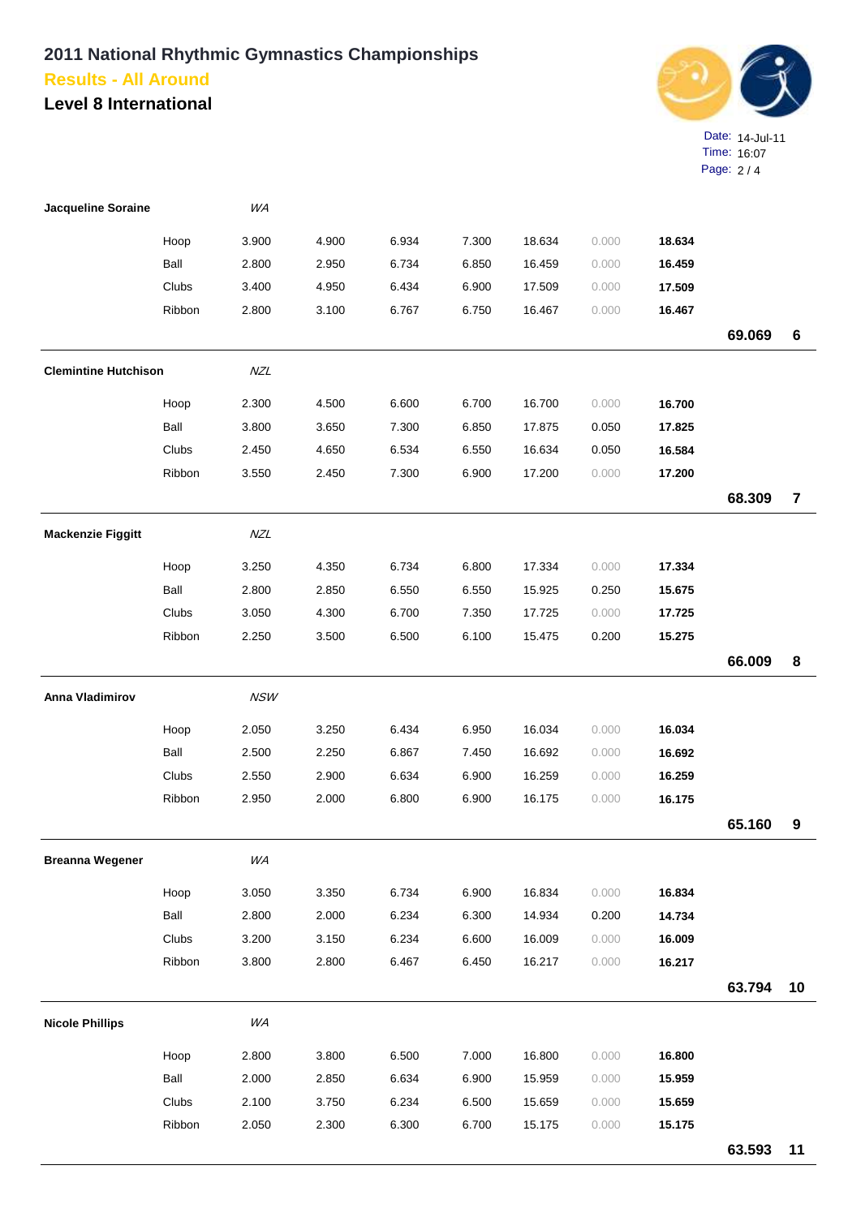# 2011 National Rhythmic Gymnastics Championships

## Results - All Around

### Level 8 International

Date: 14-Jul-11
Time: 16:07

| Name | State | Apparatus | | | | | | | Total | Rank |
|---|---|---|---|---|---|---|---|---|---|---|
| **Jacqueline Soraine** | *WA* | | | | | | | | | |
| | | Hoop | 3.900 | 4.900 | 6.934 | 7.300 | 18.634 | 0.000 | **18.634** | |
| | | Ball | 2.800 | 2.950 | 6.734 | 6.850 | 16.459 | 0.000 | **16.459** | |
| | | Clubs | 3.400 | 4.950 | 6.434 | 6.900 | 17.509 | 0.000 | **17.509** | |
| | | Ribbon | 2.800 | 3.100 | 6.767 | 6.750 | 16.467 | 0.000 | **16.467** | |
| | | | | | | | | | **69.069** | **6** |
| **Clemintine Hutchison** | *NZL* | | | | | | | | | |
| | | Hoop | 2.300 | 4.500 | 6.600 | 6.700 | 16.700 | 0.000 | **16.700** | |
| | | Ball | 3.800 | 3.650 | 7.300 | 6.850 | 17.875 | 0.050 | **17.825** | |
| | | Clubs | 2.450 | 4.650 | 6.534 | 6.550 | 16.634 | 0.050 | **16.584** | |
| | | Ribbon | 3.550 | 2.450 | 7.300 | 6.900 | 17.200 | 0.000 | **17.200** | |
| | | | | | | | | | **68.309** | **7** |
| **Mackenzie Figgitt** | *NZL* | | | | | | | | | |
| | | Hoop | 3.250 | 4.350 | 6.734 | 6.800 | 17.334 | 0.000 | **17.334** | |
| | | Ball | 2.800 | 2.850 | 6.550 | 6.550 | 15.925 | 0.250 | **15.675** | |
| | | Clubs | 3.050 | 4.300 | 6.700 | 7.350 | 17.725 | 0.000 | **17.725** | |
| | | Ribbon | 2.250 | 3.500 | 6.500 | 6.100 | 15.475 | 0.200 | **15.275** | |
| | | | | | | | | | **66.009** | **8** |
| **Anna Vladimirov** | *NSW* | | | | | | | | | |
| | | Hoop | 2.050 | 3.250 | 6.434 | 6.950 | 16.034 | 0.000 | **16.034** | |
| | | Ball | 2.500 | 2.250 | 6.867 | 7.450 | 16.692 | 0.000 | **16.692** | |
| | | Clubs | 2.550 | 2.900 | 6.634 | 6.900 | 16.259 | 0.000 | **16.259** | |
| | | Ribbon | 2.950 | 2.000 | 6.800 | 6.900 | 16.175 | 0.000 | **16.175** | |
| | | | | | | | | | **65.160** | **9** |
| **Breanna Wegener** | *WA* | | | | | | | | | |
| | | Hoop | 3.050 | 3.350 | 6.734 | 6.900 | 16.834 | 0.000 | **16.834** | |
| | | Ball | 2.800 | 2.000 | 6.234 | 6.300 | 14.934 | 0.200 | **14.734** | |
| | | Clubs | 3.200 | 3.150 | 6.234 | 6.600 | 16.009 | 0.000 | **16.009** | |
| | | Ribbon | 3.800 | 2.800 | 6.467 | 6.450 | 16.217 | 0.000 | **16.217** | |
| | | | | | | | | | **63.794** | **10** |
| **Nicole Phillips** | *WA* | | | | | | | | | |
| | | Hoop | 2.800 | 3.800 | 6.500 | 7.000 | 16.800 | 0.000 | **16.800** | |
| | | Ball | 2.000 | 2.850 | 6.634 | 6.900 | 15.959 | 0.000 | **15.959** | |
| | | Clubs | 2.100 | 3.750 | 6.234 | 6.500 | 15.659 | 0.000 | **15.659** | |
| | | Ribbon | 2.050 | 2.300 | 6.300 | 6.700 | 15.175 | 0.000 | **15.175** | |
| | | | | | | | | | **63.593** | **11** |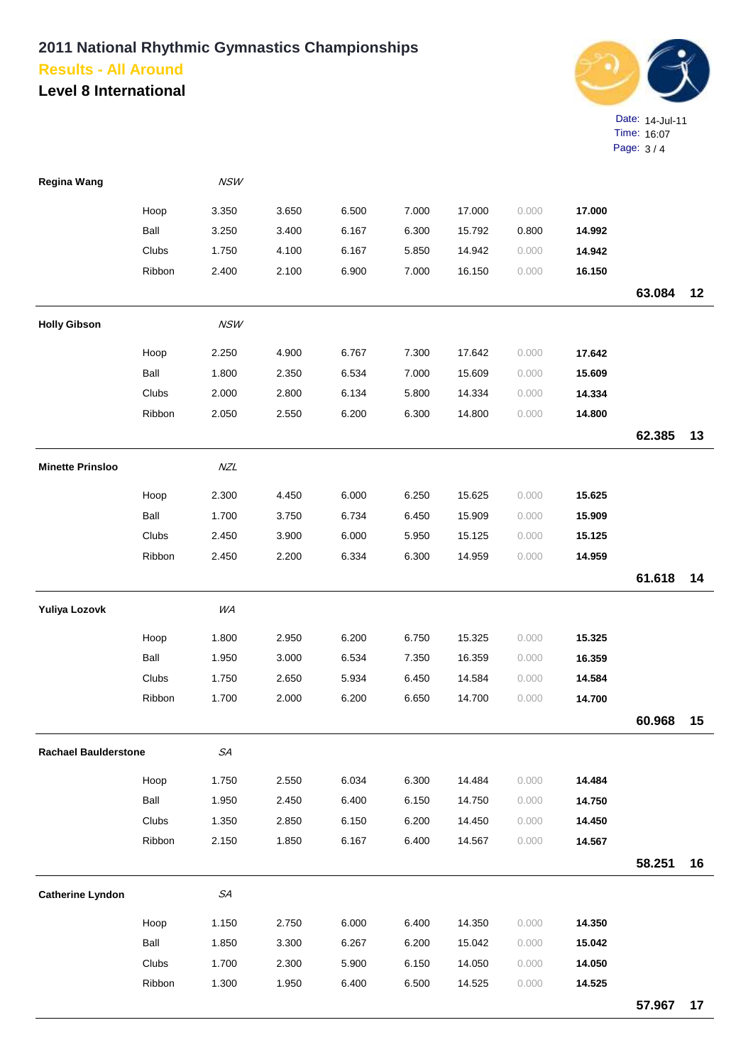# 2011 National Rhythmic Gymnastics Championships

## Results - All Around

## Level 8 International

Date: 14-Jul-11
Time: 16:07

| Name | Apparatus | | | | | | | | Total | Rank |
|---|---|---|---|---|---|---|---|---|---|---|
| **Regina Wang** | *NSW* | | | | | | | | | |
| | Hoop | 3.350 | 3.650 | 6.500 | 7.000 | 17.000 | 0.000 | **17.000** | | |
| | Ball | 3.250 | 3.400 | 6.167 | 6.300 | 15.792 | 0.800 | **14.992** | | |
| | Clubs | 1.750 | 4.100 | 6.167 | 5.850 | 14.942 | 0.000 | **14.942** | | |
| | Ribbon | 2.400 | 2.100 | 6.900 | 7.000 | 16.150 | 0.000 | **16.150** | | |
| | | | | | | | | | **63.084** | **12** |
| **Holly Gibson** | *NSW* | | | | | | | | | |
| | Hoop | 2.250 | 4.900 | 6.767 | 7.300 | 17.642 | 0.000 | **17.642** | | |
| | Ball | 1.800 | 2.350 | 6.534 | 7.000 | 15.609 | 0.000 | **15.609** | | |
| | Clubs | 2.000 | 2.800 | 6.134 | 5.800 | 14.334 | 0.000 | **14.334** | | |
| | Ribbon | 2.050 | 2.550 | 6.200 | 6.300 | 14.800 | 0.000 | **14.800** | | |
| | | | | | | | | | **62.385** | **13** |
| **Minette Prinsloo** | *NZL* | | | | | | | | | |
| | Hoop | 2.300 | 4.450 | 6.000 | 6.250 | 15.625 | 0.000 | **15.625** | | |
| | Ball | 1.700 | 3.750 | 6.734 | 6.450 | 15.909 | 0.000 | **15.909** | | |
| | Clubs | 2.450 | 3.900 | 6.000 | 5.950 | 15.125 | 0.000 | **15.125** | | |
| | Ribbon | 2.450 | 2.200 | 6.334 | 6.300 | 14.959 | 0.000 | **14.959** | | |
| | | | | | | | | | **61.618** | **14** |
| **Yuliya Lozovk** | *WA* | | | | | | | | | |
| | Hoop | 1.800 | 2.950 | 6.200 | 6.750 | 15.325 | 0.000 | **15.325** | | |
| | Ball | 1.950 | 3.000 | 6.534 | 7.350 | 16.359 | 0.000 | **16.359** | | |
| | Clubs | 1.750 | 2.650 | 5.934 | 6.450 | 14.584 | 0.000 | **14.584** | | |
| | Ribbon | 1.700 | 2.000 | 6.200 | 6.650 | 14.700 | 0.000 | **14.700** | | |
| | | | | | | | | | **60.968** | **15** |
| **Rachael Baulderstone** | *SA* | | | | | | | | | |
| | Hoop | 1.750 | 2.550 | 6.034 | 6.300 | 14.484 | 0.000 | **14.484** | | |
| | Ball | 1.950 | 2.450 | 6.400 | 6.150 | 14.750 | 0.000 | **14.750** | | |
| | Clubs | 1.350 | 2.850 | 6.150 | 6.200 | 14.450 | 0.000 | **14.450** | | |
| | Ribbon | 2.150 | 1.850 | 6.167 | 6.400 | 14.567 | 0.000 | **14.567** | | |
| | | | | | | | | | **58.251** | **16** |
| **Catherine Lyndon** | *SA* | | | | | | | | | |
| | Hoop | 1.150 | 2.750 | 6.000 | 6.400 | 14.350 | 0.000 | **14.350** | | |
| | Ball | 1.850 | 3.300 | 6.267 | 6.200 | 15.042 | 0.000 | **15.042** | | |
| | Clubs | 1.700 | 2.300 | 5.900 | 6.150 | 14.050 | 0.000 | **14.050** | | |
| | Ribbon | 1.300 | 1.950 | 6.400 | 6.500 | 14.525 | 0.000 | **14.525** | | |
| | | | | | | | | | **57.967** | **17** |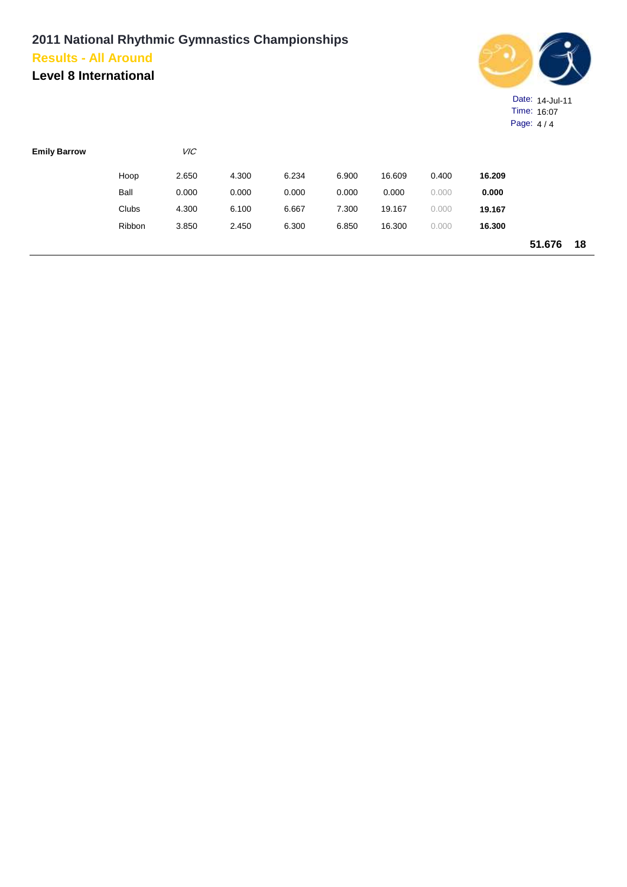# 2011 National Rhythmic Gymnastics Championships

## Results - All Around

### Level 8 International

Date: 14-Jul-11
Time: 16:07

| | | | | | | | | | | | |
|---|---|---|---|---|---|---|---|---|---|---|---|
| **Emily Barrow** | | *VIC* | | | | | | | | | |
| | Hoop | 2.650 | 4.300 | 6.234 | 6.900 | 16.609 | 0.400 | **16.209** | | | |
| | Ball | 0.000 | 0.000 | 0.000 | 0.000 | 0.000 | 0.000 | **0.000** | | | |
| | Clubs | 4.300 | 6.100 | 6.667 | 7.300 | 19.167 | 0.000 | **19.167** | | | |
| | Ribbon | 3.850 | 2.450 | 6.300 | 6.850 | 16.300 | 0.000 | **16.300** | | | |
| | | | | | | | | | | **51.676** | **18** |